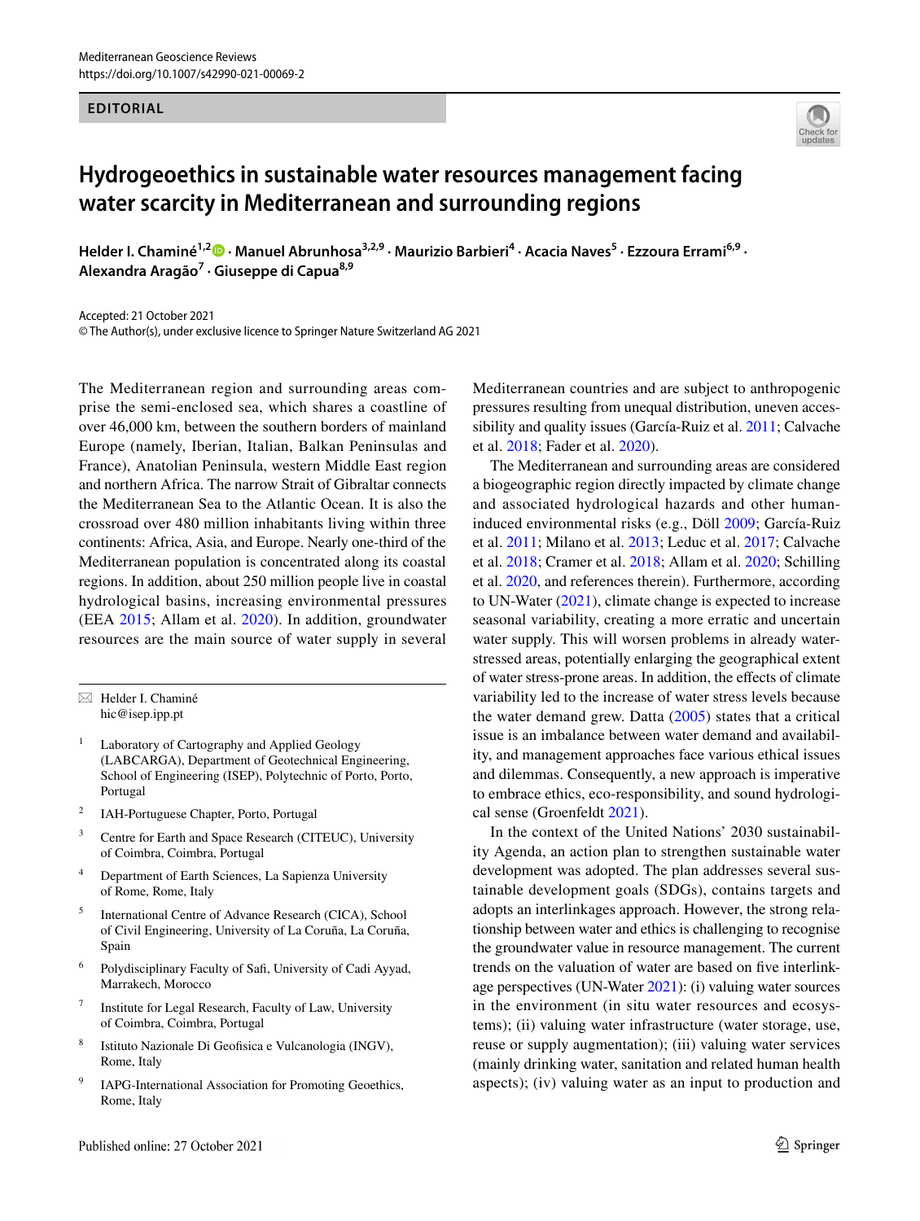EDITORIAL

# Hydrogeoethics in sustainable water resources management facing water scarcity in Mediterranean and surrounding regions

**Helder I. Chaminé[1,2] · Manuel Abrunhosa[3,2,9] · Maurizio Barbieri[4] · Acacia Naves[5] · Ezzoura Errami[6,9] · Alexandra Aragão[7] · Giuseppe di Capua[8,9]**

Accepted: 21 October 2021
© The Author(s), under exclusive licence to Springer Nature Switzerland AG 2021

The Mediterranean region and surrounding areas comprise the semi-enclosed sea, which shares a coastline of over 46,000 km, between the southern borders of mainland Europe (namely, Iberian, Italian, Balkan Peninsulas and France), Anatolian Peninsula, western Middle East region and northern Africa. The narrow Strait of Gibraltar connects the Mediterranean Sea to the Atlantic Ocean. It is also the crossroad over 480 million inhabitants living within three continents: Africa, Asia, and Europe. Nearly one-third of the Mediterranean population is concentrated along its coastal regions. In addition, about 250 million people live in coastal hydrological basins, increasing environmental pressures (EEA 2015; Allam et al. 2020). In addition, groundwater resources are the main source of water supply in several Mediterranean countries and are subject to anthropogenic pressures resulting from unequal distribution, uneven accessibility and quality issues (García-Ruiz et al. 2011; Calvache et al. 2018; Fader et al. 2020).

The Mediterranean and surrounding areas are considered a biogeographic region directly impacted by climate change and associated hydrological hazards and other human-induced environmental risks (e.g., Döll 2009; García-Ruiz et al. 2011; Milano et al. 2013; Leduc et al. 2017; Calvache et al. 2018; Cramer et al. 2018; Allam et al. 2020; Schilling et al. 2020, and references therein). Furthermore, according to UN-Water (2021), climate change is expected to increase seasonal variability, creating a more erratic and uncertain water supply. This will worsen problems in already water-stressed areas, potentially enlarging the geographical extent of water stress-prone areas. In addition, the effects of climate variability led to the increase of water stress levels because the water demand grew. Datta (2005) states that a critical issue is an imbalance between water demand and availability, and management approaches face various ethical issues and dilemmas. Consequently, a new approach is imperative to embrace ethics, eco-responsibility, and sound hydrological sense (Groenfeldt 2021).

In the context of the United Nations' 2030 sustainability Agenda, an action plan to strengthen sustainable water development was adopted. The plan addresses several sustainable development goals (SDGs), contains targets and adopts an interlinkages approach. However, the strong relationship between water and ethics is challenging to recognise the groundwater value in resource management. The current trends on the valuation of water are based on five interlinkage perspectives (UN-Water 2021): (i) valuing water sources in the environment (in situ water resources and ecosystems); (ii) valuing water infrastructure (water storage, use, reuse or supply augmentation); (iii) valuing water services (mainly drinking water, sanitation and related human health aspects); (iv) valuing water as an input to production and

---

✉ Helder I. Chaminé
hic@isep.ipp.pt

1 Laboratory of Cartography and Applied Geology (LABCARGA), Department of Geotechnical Engineering, School of Engineering (ISEP), Polytechnic of Porto, Porto, Portugal

2 IAH-Portuguese Chapter, Porto, Portugal

3 Centre for Earth and Space Research (CITEUC), University of Coimbra, Coimbra, Portugal

4 Department of Earth Sciences, La Sapienza University of Rome, Rome, Italy

5 International Centre of Advance Research (CICA), School of Civil Engineering, University of La Coruña, La Coruña, Spain

6 Polydisciplinary Faculty of Safi, University of Cadi Ayyad, Marrakech, Morocco

7 Institute for Legal Research, Faculty of Law, University of Coimbra, Coimbra, Portugal

8 Istituto Nazionale Di Geofisica e Vulcanologia (INGV), Rome, Italy

9 IAPG-International Association for Promoting Geoethics, Rome, Italy

Published online: 27 October 2021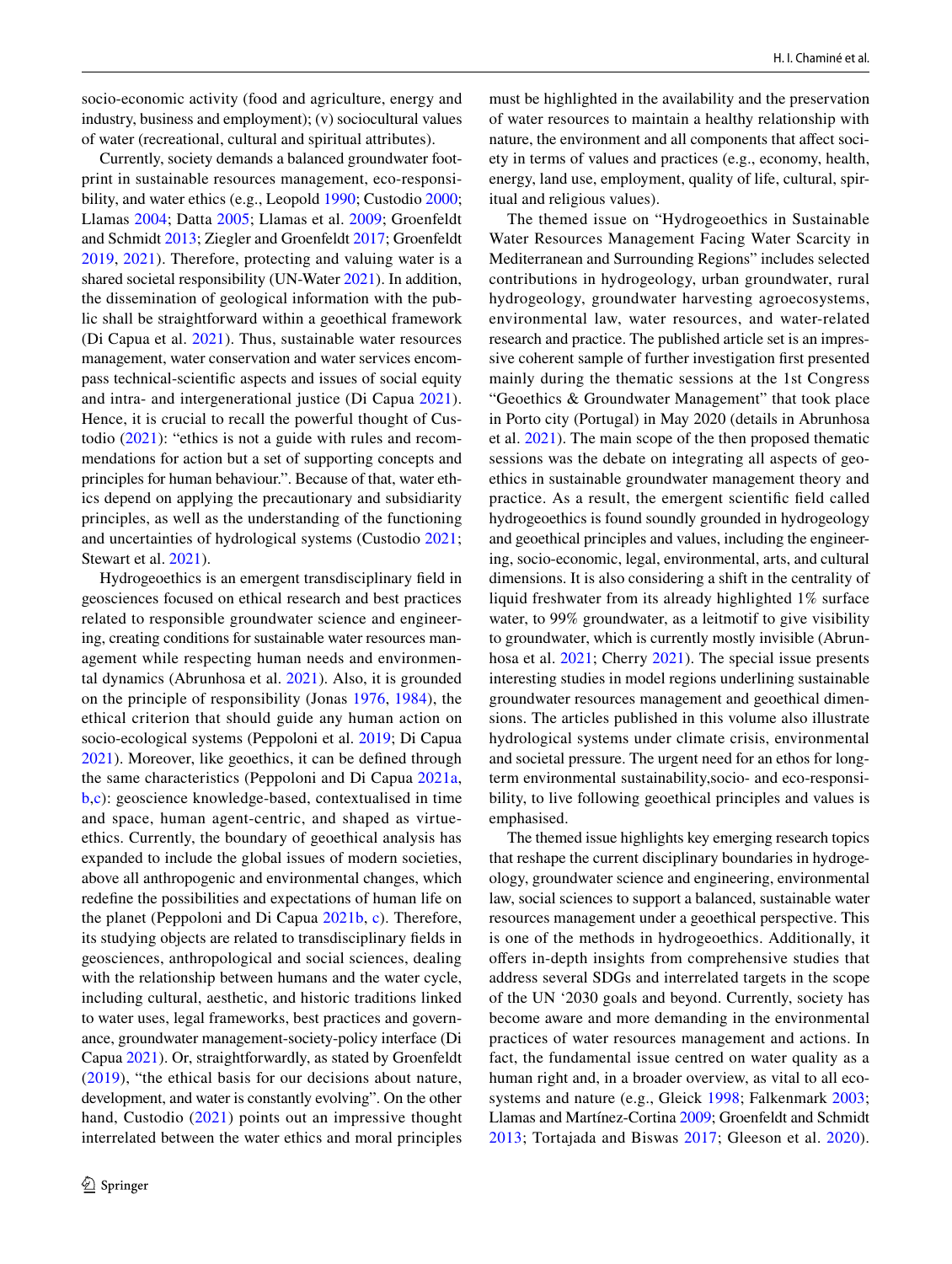socio-economic activity (food and agriculture, energy and industry, business and employment); (v) sociocultural values of water (recreational, cultural and spiritual attributes).

Currently, society demands a balanced groundwater footprint in sustainable resources management, eco-responsibility, and water ethics (e.g., Leopold 1990; Custodio 2000; Llamas 2004; Datta 2005; Llamas et al. 2009; Groenfeldt and Schmidt 2013; Ziegler and Groenfeldt 2017; Groenfeldt 2019, 2021). Therefore, protecting and valuing water is a shared societal responsibility (UN-Water 2021). In addition, the dissemination of geological information with the public shall be straightforward within a geoethical framework (Di Capua et al. 2021). Thus, sustainable water resources management, water conservation and water services encompass technical-scientific aspects and issues of social equity and intra- and intergenerational justice (Di Capua 2021). Hence, it is crucial to recall the powerful thought of Custodio (2021): "ethics is not a guide with rules and recommendations for action but a set of supporting concepts and principles for human behaviour.". Because of that, water ethics depend on applying the precautionary and subsidiarity principles, as well as the understanding of the functioning and uncertainties of hydrological systems (Custodio 2021; Stewart et al. 2021).

Hydrogeoethics is an emergent transdisciplinary field in geosciences focused on ethical research and best practices related to responsible groundwater science and engineering, creating conditions for sustainable water resources management while respecting human needs and environmental dynamics (Abrunhosa et al. 2021). Also, it is grounded on the principle of responsibility (Jonas 1976, 1984), the ethical criterion that should guide any human action on socio-ecological systems (Peppoloni et al. 2019; Di Capua 2021). Moreover, like geoethics, it can be defined through the same characteristics (Peppoloni and Di Capua 2021a, b,c): geoscience knowledge-based, contextualised in time and space, human agent-centric, and shaped as virtue-ethics. Currently, the boundary of geoethical analysis has expanded to include the global issues of modern societies, above all anthropogenic and environmental changes, which redefine the possibilities and expectations of human life on the planet (Peppoloni and Di Capua 2021b, c). Therefore, its studying objects are related to transdisciplinary fields in geosciences, anthropological and social sciences, dealing with the relationship between humans and the water cycle, including cultural, aesthetic, and historic traditions linked to water uses, legal frameworks, best practices and governance, groundwater management-society-policy interface (Di Capua 2021). Or, straightforwardly, as stated by Groenfeldt (2019), "the ethical basis for our decisions about nature, development, and water is constantly evolving". On the other hand, Custodio (2021) points out an impressive thought interrelated between the water ethics and moral principles must be highlighted in the availability and the preservation of water resources to maintain a healthy relationship with nature, the environment and all components that affect society in terms of values and practices (e.g., economy, health, energy, land use, employment, quality of life, cultural, spiritual and religious values).

The themed issue on "Hydrogeoethics in Sustainable Water Resources Management Facing Water Scarcity in Mediterranean and Surrounding Regions" includes selected contributions in hydrogeology, urban groundwater, rural hydrogeology, groundwater harvesting agroecosystems, environmental law, water resources, and water-related research and practice. The published article set is an impressive coherent sample of further investigation first presented mainly during the thematic sessions at the 1st Congress "Geoethics & Groundwater Management" that took place in Porto city (Portugal) in May 2020 (details in Abrunhosa et al. 2021). The main scope of the then proposed thematic sessions was the debate on integrating all aspects of geoethics in sustainable groundwater management theory and practice. As a result, the emergent scientific field called hydrogeoethics is found soundly grounded in hydrogeology and geoethical principles and values, including the engineering, socio-economic, legal, environmental, arts, and cultural dimensions. It is also considering a shift in the centrality of liquid freshwater from its already highlighted 1% surface water, to 99% groundwater, as a leitmotif to give visibility to groundwater, which is currently mostly invisible (Abrunhosa et al. 2021; Cherry 2021). The special issue presents interesting studies in model regions underlining sustainable groundwater resources management and geoethical dimensions. The articles published in this volume also illustrate hydrological systems under climate crisis, environmental and societal pressure. The urgent need for an ethos for long-term environmental sustainability,socio- and eco-responsibility, to live following geoethical principles and values is emphasised.

The themed issue highlights key emerging research topics that reshape the current disciplinary boundaries in hydrogeology, groundwater science and engineering, environmental law, social sciences to support a balanced, sustainable water resources management under a geoethical perspective. This is one of the methods in hydrogeoethics. Additionally, it offers in-depth insights from comprehensive studies that address several SDGs and interrelated targets in the scope of the UN '2030 goals and beyond. Currently, society has become aware and more demanding in the environmental practices of water resources management and actions. In fact, the fundamental issue centred on water quality as a human right and, in a broader overview, as vital to all ecosystems and nature (e.g., Gleick 1998; Falkenmark 2003; Llamas and Martínez-Cortina 2009; Groenfeldt and Schmidt 2013; Tortajada and Biswas 2017; Gleeson et al. 2020).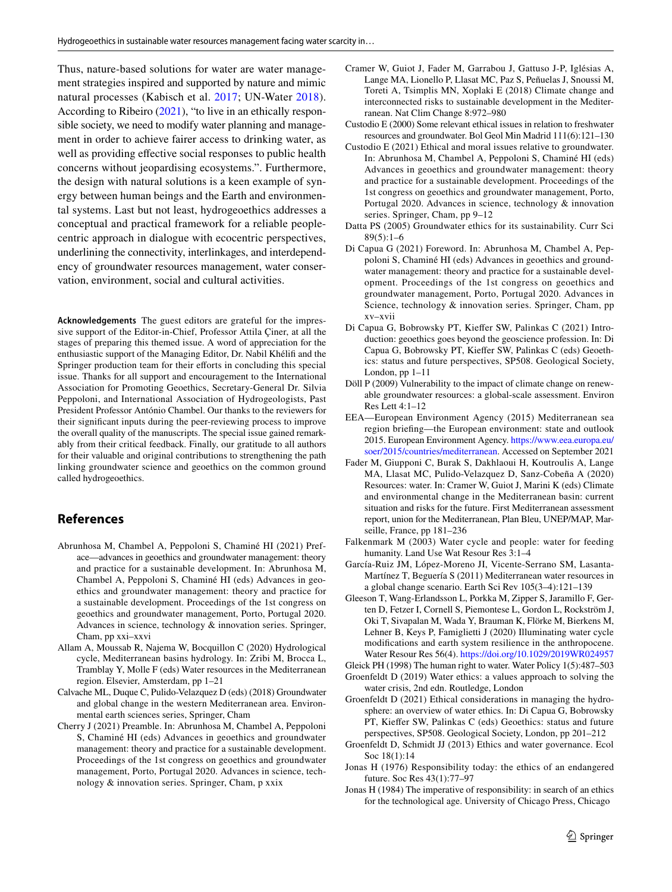Thus, nature-based solutions for water are water management strategies inspired and supported by nature and mimic natural processes (Kabisch et al. 2017; UN-Water 2018). According to Ribeiro (2021), "to live in an ethically responsible society, we need to modify water planning and management in order to achieve fairer access to drinking water, as well as providing effective social responses to public health concerns without jeopardising ecosystems.". Furthermore, the design with natural solutions is a keen example of synergy between human beings and the Earth and environmental systems. Last but not least, hydrogeoethics addresses a conceptual and practical framework for a reliable people-centric approach in dialogue with ecocentric perspectives, underlining the connectivity, interlinkages, and interdependency of groundwater resources management, water conservation, environment, social and cultural activities.

**Acknowledgements** The guest editors are grateful for the impressive support of the Editor-in-Chief, Professor Attila Çiner, at all the stages of preparing this themed issue. A word of appreciation for the enthusiastic support of the Managing Editor, Dr. Nabil Khélifi and the Springer production team for their efforts in concluding this special issue. Thanks for all support and encouragement to the International Association for Promoting Geoethics, Secretary-General Dr. Silvia Peppoloni, and International Association of Hydrogeologists, Past President Professor António Chambel. Our thanks to the reviewers for their significant inputs during the peer-reviewing process to improve the overall quality of the manuscripts. The special issue gained remarkably from their critical feedback. Finally, our gratitude to all authors for their valuable and original contributions to strengthening the path linking groundwater science and geoethics on the common ground called hydrogeoethics.

## References

Abrunhosa M, Chambel A, Peppoloni S, Chaminé HI (2021) Preface—advances in geoethics and groundwater management: theory and practice for a sustainable development. In: Abrunhosa M, Chambel A, Peppoloni S, Chaminé HI (eds) Advances in geoethics and groundwater management: theory and practice for a sustainable development. Proceedings of the 1st congress on geoethics and groundwater management, Porto, Portugal 2020. Advances in science, technology & innovation series. Springer, Cham, pp xxi–xxvi

Allam A, Moussab R, Najema W, Bocquillon C (2020) Hydrological cycle, Mediterranean basins hydrology. In: Zribi M, Brocca L, Tramblay Y, Molle F (eds) Water resources in the Mediterranean region. Elsevier, Amsterdam, pp 1–21

Calvache ML, Duque C, Pulido-Velazquez D (eds) (2018) Groundwater and global change in the western Mediterranean area. Environmental earth sciences series, Springer, Cham

Cherry J (2021) Preamble. In: Abrunhosa M, Chambel A, Peppoloni S, Chaminé HI (eds) Advances in geoethics and groundwater management: theory and practice for a sustainable development. Proceedings of the 1st congress on geoethics and groundwater management, Porto, Portugal 2020. Advances in science, technology & innovation series. Springer, Cham, p xxix

Cramer W, Guiot J, Fader M, Garrabou J, Gattuso J-P, Iglésias A, Lange MA, Lionello P, Llasat MC, Paz S, Peñuelas J, Snoussi M, Toreti A, Tsimplis MN, Xoplaki E (2018) Climate change and interconnected risks to sustainable development in the Mediterranean. Nat Clim Change 8:972–980

Custodio E (2000) Some relevant ethical issues in relation to freshwater resources and groundwater. Bol Geol Min Madrid 111(6):121–130

Custodio E (2021) Ethical and moral issues relative to groundwater. In: Abrunhosa M, Chambel A, Peppoloni S, Chaminé HI (eds) Advances in geoethics and groundwater management: theory and practice for a sustainable development. Proceedings of the 1st congress on geoethics and groundwater management, Porto, Portugal 2020. Advances in science, technology & innovation series. Springer, Cham, pp 9–12

Datta PS (2005) Groundwater ethics for its sustainability. Curr Sci 89(5):1–6

Di Capua G (2021) Foreword. In: Abrunhosa M, Chambel A, Peppoloni S, Chaminé HI (eds) Advances in geoethics and groundwater management: theory and practice for a sustainable development. Proceedings of the 1st congress on geoethics and groundwater management, Porto, Portugal 2020. Advances in Science, technology & innovation series. Springer, Cham, pp xv–xvii

Di Capua G, Bobrowsky PT, Kieffer SW, Palinkas C (2021) Introduction: geoethics goes beyond the geoscience profession. In: Di Capua G, Bobrowsky PT, Kieffer SW, Palinkas C (eds) Geoethics: status and future perspectives, SP508. Geological Society, London, pp 1–11

Döll P (2009) Vulnerability to the impact of climate change on renewable groundwater resources: a global-scale assessment. Environ Res Lett 4:1–12

EEA—European Environment Agency (2015) Mediterranean sea region briefing—the European environment: state and outlook 2015. European Environment Agency. https://www.eea.europa.eu/soer/2015/countries/mediterranean. Accessed on September 2021

Fader M, Giupponi C, Burak S, Dakhlaoui H, Koutroulis A, Lange MA, Llasat MC, Pulido-Velazquez D, Sanz-Cobeña A (2020) Resources: water. In: Cramer W, Guiot J, Marini K (eds) Climate and environmental change in the Mediterranean basin: current situation and risks for the future. First Mediterranean assessment report, union for the Mediterranean, Plan Bleu, UNEP/MAP, Marseille, France, pp 181–236

Falkenmark M (2003) Water cycle and people: water for feeding humanity. Land Use Wat Resour Res 3:1–4

García-Ruiz JM, López-Moreno JI, Vicente-Serrano SM, Lasanta-Martínez T, Beguería S (2011) Mediterranean water resources in a global change scenario. Earth Sci Rev 105(3–4):121–139

Gleeson T, Wang-Erlandsson L, Porkka M, Zipper S, Jaramillo F, Gerten D, Fetzer I, Cornell S, Piemontese L, Gordon L, Rockström J, Oki T, Sivapalan M, Wada Y, Brauman K, Flörke M, Bierkens M, Lehner B, Keys P, Famiglietti J (2020) Illuminating water cycle modifications and earth system resilience in the anthropocene. Water Resour Res 56(4). https://doi.org/10.1029/2019WR024957

Gleick PH (1998) The human right to water. Water Policy 1(5):487–503

Groenfeldt D (2019) Water ethics: a values approach to solving the water crisis, 2nd edn. Routledge, London

Groenfeldt D (2021) Ethical considerations in managing the hydrosphere: an overview of water ethics. In: Di Capua G, Bobrowsky PT, Kieffer SW, Palinkas C (eds) Geoethics: status and future perspectives, SP508. Geological Society, London, pp 201–212

Groenfeldt D, Schmidt JJ (2013) Ethics and water governance. Ecol Soc 18(1):14

Jonas H (1976) Responsibility today: the ethics of an endangered future. Soc Res 43(1):77–97

Jonas H (1984) The imperative of responsibility: in search of an ethics for the technological age. University of Chicago Press, Chicago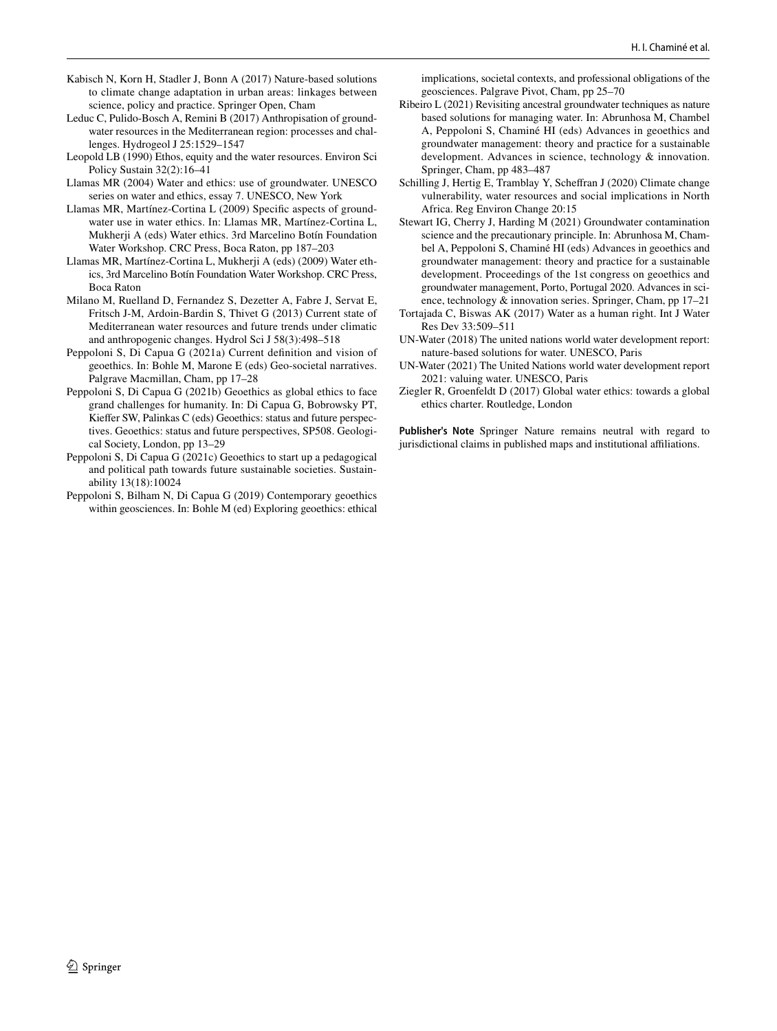Kabisch N, Korn H, Stadler J, Bonn A (2017) Nature-based solutions to climate change adaptation in urban areas: linkages between science, policy and practice. Springer Open, Cham

Leduc C, Pulido-Bosch A, Remini B (2017) Anthropisation of groundwater resources in the Mediterranean region: processes and challenges. Hydrogeol J 25:1529–1547

Leopold LB (1990) Ethos, equity and the water resources. Environ Sci Policy Sustain 32(2):16–41

Llamas MR (2004) Water and ethics: use of groundwater. UNESCO series on water and ethics, essay 7. UNESCO, New York

Llamas MR, Martínez-Cortina L (2009) Specific aspects of groundwater use in water ethics. In: Llamas MR, Martínez-Cortina L, Mukherji A (eds) Water ethics. 3rd Marcelino Botín Foundation Water Workshop. CRC Press, Boca Raton, pp 187–203

Llamas MR, Martínez-Cortina L, Mukherji A (eds) (2009) Water ethics, 3rd Marcelino Botín Foundation Water Workshop. CRC Press, Boca Raton

Milano M, Ruelland D, Fernandez S, Dezetter A, Fabre J, Servat E, Fritsch J-M, Ardoin-Bardin S, Thivet G (2013) Current state of Mediterranean water resources and future trends under climatic and anthropogenic changes. Hydrol Sci J 58(3):498–518

Peppoloni S, Di Capua G (2021a) Current definition and vision of geoethics. In: Bohle M, Marone E (eds) Geo-societal narratives. Palgrave Macmillan, Cham, pp 17–28

Peppoloni S, Di Capua G (2021b) Geoethics as global ethics to face grand challenges for humanity. In: Di Capua G, Bobrowsky PT, Kieffer SW, Palinkas C (eds) Geoethics: status and future perspectives. Geoethics: status and future perspectives, SP508. Geological Society, London, pp 13–29

Peppoloni S, Di Capua G (2021c) Geoethics to start up a pedagogical and political path towards future sustainable societies. Sustainability 13(18):10024

Peppoloni S, Bilham N, Di Capua G (2019) Contemporary geoethics within geosciences. In: Bohle M (ed) Exploring geoethics: ethical implications, societal contexts, and professional obligations of the geosciences. Palgrave Pivot, Cham, pp 25–70

Ribeiro L (2021) Revisiting ancestral groundwater techniques as nature based solutions for managing water. In: Abrunhosa M, Chambel A, Peppoloni S, Chaminé HI (eds) Advances in geoethics and groundwater management: theory and practice for a sustainable development. Advances in science, technology & innovation. Springer, Cham, pp 483–487

Schilling J, Hertig E, Tramblay Y, Scheffran J (2020) Climate change vulnerability, water resources and social implications in North Africa. Reg Environ Change 20:15

Stewart IG, Cherry J, Harding M (2021) Groundwater contamination science and the precautionary principle. In: Abrunhosa M, Chambel A, Peppoloni S, Chaminé HI (eds) Advances in geoethics and groundwater management: theory and practice for a sustainable development. Proceedings of the 1st congress on geoethics and groundwater management, Porto, Portugal 2020. Advances in science, technology & innovation series. Springer, Cham, pp 17–21

Tortajada C, Biswas AK (2017) Water as a human right. Int J Water Res Dev 33:509–511

UN-Water (2018) The united nations world water development report: nature-based solutions for water. UNESCO, Paris

UN-Water (2021) The United Nations world water development report 2021: valuing water. UNESCO, Paris

Ziegler R, Groenfeldt D (2017) Global water ethics: towards a global ethics charter. Routledge, London

**Publisher's Note** Springer Nature remains neutral with regard to jurisdictional claims in published maps and institutional affiliations.